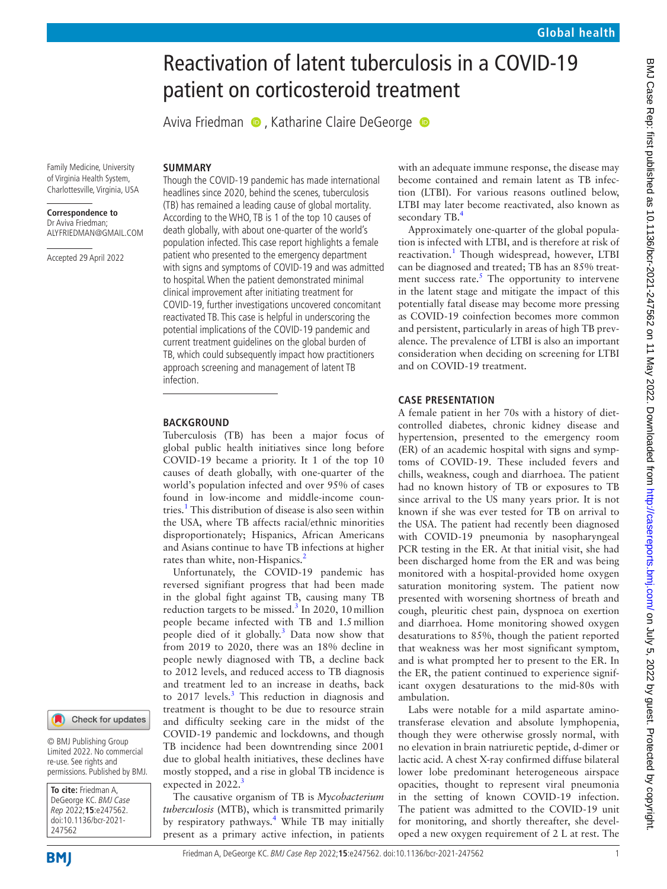# Reactivation of latent tuberculosis in a COVID-19 patient on corticosteroid treatment

Aviva Friedman, Katharine Claire DeGeorge

Family Medicine, University of Virginia Health System, Charlottesville, Virginia, USA

**Correspondence to** Dr Aviva Friedman; ALYFRIEDMAN@GMAIL.COM

Accepted 29 April 2022

© BMJ Publishing Group Limited 2022. No commercial re-use. See rights and permissions. Published by BMJ.

**To cite:** Friedman A, DeGeorge KC. *BMJ Case Rep* 2022;**15**:e247562. doi:10.1136/bcr-2021-247562

## SUMMARY

Though the COVID-19 pandemic has made international headlines since 2020, behind the scenes, tuberculosis (TB) has remained a leading cause of global mortality. According to the WHO, TB is 1 of the top 10 causes of death globally, with about one-quarter of the world's population infected. This case report highlights a female patient who presented to the emergency department with signs and symptoms of COVID-19 and was admitted to hospital. When the patient demonstrated minimal clinical improvement after initiating treatment for COVID-19, further investigations uncovered concomitant reactivated TB. This case is helpful in underscoring the potential implications of the COVID-19 pandemic and current treatment guidelines on the global burden of TB, which could subsequently impact how practitioners approach screening and management of latent TB infection.

## BACKGROUND

Tuberculosis (TB) has been a major focus of global public health initiatives since long before COVID-19 became a priority. It 1 of the top 10 causes of death globally, with one-quarter of the world's population infected and over 95% of cases found in low-income and middle-income countries.[1] This distribution of disease is also seen within the USA, where TB affects racial/ethnic minorities disproportionately; Hispanics, African Americans and Asians continue to have TB infections at higher rates than white, non-Hispanics.[2]

Unfortunately, the COVID-19 pandemic has reversed signifiant progress that had been made in the global fight against TB, causing many TB reduction targets to be missed.[3] In 2020, 10 million people became infected with TB and 1.5 million people died of it globally.[3] Data now show that from 2019 to 2020, there was an 18% decline in people newly diagnosed with TB, a decline back to 2012 levels, and reduced access to TB diagnosis and treatment led to an increase in deaths, back to 2017 levels.[3] This reduction in diagnosis and treatment is thought to be due to resource strain and difficulty seeking care in the midst of the COVID-19 pandemic and lockdowns, and though TB incidence had been downtrending since 2001 due to global health initiatives, these declines have mostly stopped, and a rise in global TB incidence is expected in 2022.[3]

The causative organism of TB is *Mycobacterium tuberculosis* (MTB), which is transmitted primarily by respiratory pathways.[4] While TB may initially present as a primary active infection, in patients with an adequate immune response, the disease may become contained and remain latent as TB infection (LTBI). For various reasons outlined below, LTBI may later become reactivated, also known as secondary TB.[4]

Approximately one-quarter of the global population is infected with LTBI, and is therefore at risk of reactivation.[1] Though widespread, however, LTBI can be diagnosed and treated; TB has an 85% treatment success rate.[5] The opportunity to intervene in the latent stage and mitigate the impact of this potentially fatal disease may become more pressing as COVID-19 coinfection becomes more common and persistent, particularly in areas of high TB prevalence. The prevalence of LTBI is also an important consideration when deciding on screening for LTBI and on COVID-19 treatment.

## CASE PRESENTATION

A female patient in her 70s with a history of diet-controlled diabetes, chronic kidney disease and hypertension, presented to the emergency room (ER) of an academic hospital with signs and symptoms of COVID-19. These included fevers and chills, weakness, cough and diarrhoea. The patient had no known history of TB or exposures to TB since arrival to the US many years prior. It is not known if she was ever tested for TB on arrival to the USA. The patient had recently been diagnosed with COVID-19 pneumonia by nasopharyngeal PCR testing in the ER. At that initial visit, she had been discharged home from the ER and was being monitored with a hospital-provided home oxygen saturation monitoring system. The patient now presented with worsening shortness of breath and cough, pleuritic chest pain, dyspnoea on exertion and diarrhoea. Home monitoring showed oxygen desaturations to 85%, though the patient reported that weakness was her most significant symptom, and is what prompted her to present to the ER. In the ER, the patient continued to experience significant oxygen desaturations to the mid-80s with ambulation.

Labs were notable for a mild aspartate aminotransferase elevation and absolute lymphopenia, though they were otherwise grossly normal, with no elevation in brain natriuretic peptide, d-dimer or lactic acid. A chest X-ray confirmed diffuse bilateral lower lobe predominant heterogeneous airspace opacities, thought to represent viral pneumonia in the setting of known COVID-19 infection. The patient was admitted to the COVID-19 unit for monitoring, and shortly thereafter, she developed a new oxygen requirement of 2 L at rest. The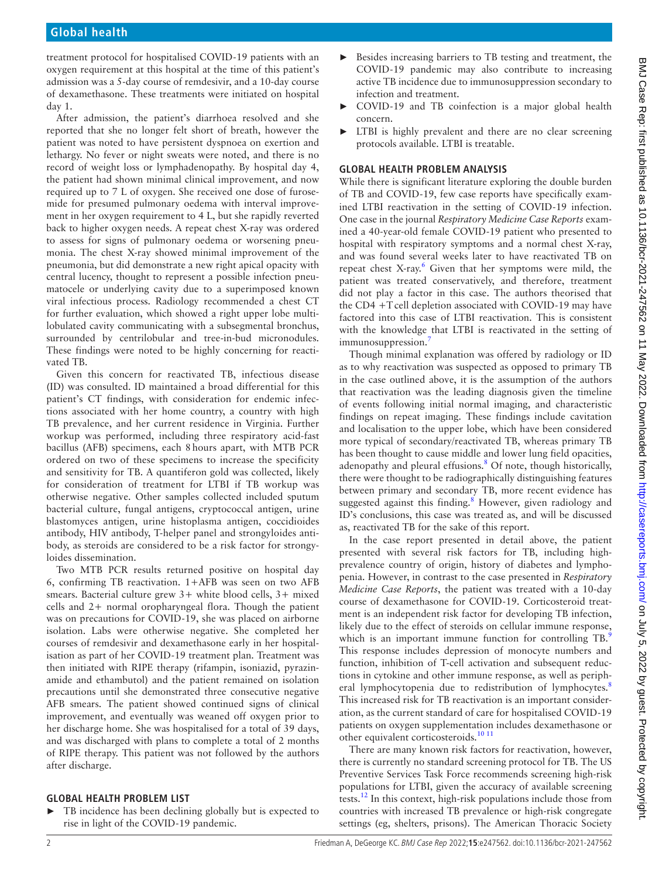treatment protocol for hospitalised COVID-19 patients with an oxygen requirement at this hospital at the time of this patient's admission was a 5-day course of remdesivir, and a 10-day course of dexamethasone. These treatments were initiated on hospital day 1.

After admission, the patient's diarrhoea resolved and she reported that she no longer felt short of breath, however the patient was noted to have persistent dyspnoea on exertion and lethargy. No fever or night sweats were noted, and there is no record of weight loss or lymphadenopathy. By hospital day 4, the patient had shown minimal clinical improvement, and now required up to 7 L of oxygen. She received one dose of furosemide for presumed pulmonary oedema with interval improvement in her oxygen requirement to 4 L, but she rapidly reverted back to higher oxygen needs. A repeat chest X-ray was ordered to assess for signs of pulmonary oedema or worsening pneumonia. The chest X-ray showed minimal improvement of the pneumonia, but did demonstrate a new right apical opacity with central lucency, thought to represent a possible infection pneumatocele or underlying cavity due to a superimposed known viral infectious process. Radiology recommended a chest CT for further evaluation, which showed a right upper lobe multilobulated cavity communicating with a subsegmental bronchus, surrounded by centrilobular and tree-in-bud micronodules. These findings were noted to be highly concerning for reactivated TB.

Given this concern for reactivated TB, infectious disease (ID) was consulted. ID maintained a broad differential for this patient's CT findings, with consideration for endemic infections associated with her home country, a country with high TB prevalence, and her current residence in Virginia. Further workup was performed, including three respiratory acid-fast bacillus (AFB) specimens, each 8 hours apart, with MTB PCR ordered on two of these specimens to increase the specificity and sensitivity for TB. A quantiferon gold was collected, likely for consideration of treatment for LTBI if TB workup was otherwise negative. Other samples collected included sputum bacterial culture, fungal antigens, cryptococcal antigen, urine blastomyces antigen, urine histoplasma antigen, coccidioides antibody, HIV antibody, T-helper panel and strongyloides antibody, as steroids are considered to be a risk factor for strongyloides dissemination.

Two MTB PCR results returned positive on hospital day 6, confirming TB reactivation. 1+AFB was seen on two AFB smears. Bacterial culture grew 3+ white blood cells, 3+ mixed cells and 2+ normal oropharyngeal flora. Though the patient was on precautions for COVID-19, she was placed on airborne isolation. Labs were otherwise negative. She completed her courses of remdesivir and dexamethasone early in her hospitalisation as part of her COVID-19 treatment plan. Treatment was then initiated with RIPE therapy (rifampin, isoniazid, pyrazinamide and ethambutol) and the patient remained on isolation precautions until she demonstrated three consecutive negative AFB smears. The patient showed continued signs of clinical improvement, and eventually was weaned off oxygen prior to her discharge home. She was hospitalised for a total of 39 days, and was discharged with plans to complete a total of 2 months of RIPE therapy. This patient was not followed by the authors after discharge.

## GLOBAL HEALTH PROBLEM LIST

- TB incidence has been declining globally but is expected to rise in light of the COVID-19 pandemic.
- Besides increasing barriers to TB testing and treatment, the COVID-19 pandemic may also contribute to increasing active TB incidence due to immunosuppression secondary to infection and treatment.
- COVID-19 and TB coinfection is a major global health concern.
- LTBI is highly prevalent and there are no clear screening protocols available. LTBI is treatable.

## GLOBAL HEALTH PROBLEM ANALYSIS

While there is significant literature exploring the double burden of TB and COVID-19, few case reports have specifically examined LTBI reactivation in the setting of COVID-19 infection. One case in the journal *Respiratory Medicine Case Reports* examined a 40-year-old female COVID-19 patient who presented to hospital with respiratory symptoms and a normal chest X-ray, and was found several weeks later to have reactivated TB on repeat chest X-ray.[6] Given that her symptoms were mild, the patient was treated conservatively, and therefore, treatment did not play a factor in this case. The authors theorised that the CD4 +T cell depletion associated with COVID-19 may have factored into this case of LTBI reactivation. This is consistent with the knowledge that LTBI is reactivated in the setting of immunosuppression.[7]

Though minimal explanation was offered by radiology or ID as to why reactivation was suspected as opposed to primary TB in the case outlined above, it is the assumption of the authors that reactivation was the leading diagnosis given the timeline of events following initial normal imaging, and characteristic findings on repeat imaging. These findings include cavitation and localisation to the upper lobe, which have been considered more typical of secondary/reactivated TB, whereas primary TB has been thought to cause middle and lower lung field opacities, adenopathy and pleural effusions.[8] Of note, though historically, there were thought to be radiographically distinguishing features between primary and secondary TB, more recent evidence has suggested against this finding.[8] However, given radiology and ID's conclusions, this case was treated as, and will be discussed as, reactivated TB for the sake of this report.

In the case report presented in detail above, the patient presented with several risk factors for TB, including high-prevalence country of origin, history of diabetes and lymphopenia. However, in contrast to the case presented in *Respiratory Medicine Case Reports*, the patient was treated with a 10-day course of dexamethasone for COVID-19. Corticosteroid treatment is an independent risk factor for developing TB infection, likely due to the effect of steroids on cellular immune response, which is an important immune function for controlling TB.[9] This response includes depression of monocyte numbers and function, inhibition of T-cell activation and subsequent reductions in cytokine and other immune response, as well as peripheral lymphocytopenia due to redistribution of lymphocytes.[8] This increased risk for TB reactivation is an important consideration, as the current standard of care for hospitalised COVID-19 patients on oxygen supplementation includes dexamethasone or other equivalent corticosteroids.[10,11]

There are many known risk factors for reactivation, however, there is currently no standard screening protocol for TB. The US Preventive Services Task Force recommends screening high-risk populations for LTBI, given the accuracy of available screening tests.[12] In this context, high-risk populations include those from countries with increased TB prevalence or high-risk congregate settings (eg, shelters, prisons). The American Thoracic Society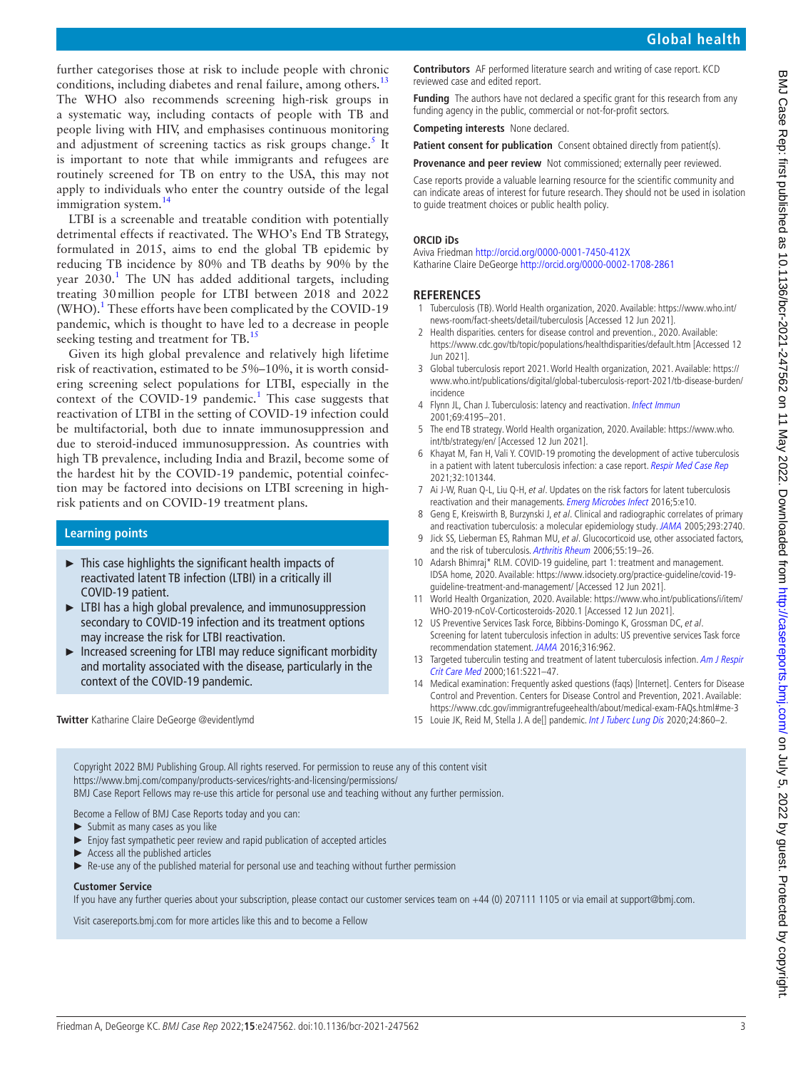further categorises those at risk to include people with chronic conditions, including diabetes and renal failure, among others.[13] The WHO also recommends screening high-risk groups in a systematic way, including contacts of people with TB and people living with HIV, and emphasises continuous monitoring and adjustment of screening tactics as risk groups change.[5] It is important to note that while immigrants and refugees are routinely screened for TB on entry to the USA, this may not apply to individuals who enter the country outside of the legal immigration system.[14]

LTBI is a screenable and treatable condition with potentially detrimental effects if reactivated. The WHO's End TB Strategy, formulated in 2015, aims to end the global TB epidemic by reducing TB incidence by 80% and TB deaths by 90% by the year 2030.[1] The UN has added additional targets, including treating 30 million people for LTBI between 2018 and 2022 (WHO).[1] These efforts have been complicated by the COVID-19 pandemic, which is thought to have led to a decrease in people seeking testing and treatment for TB.[15]

Given its high global prevalence and relatively high lifetime risk of reactivation, estimated to be 5%–10%, it is worth considering screening select populations for LTBI, especially in the context of the COVID-19 pandemic.[1] This case suggests that reactivation of LTBI in the setting of COVID-19 infection could be multifactorial, both due to innate immunosuppression and due to steroid-induced immunosuppression. As countries with high TB prevalence, including India and Brazil, become some of the hardest hit by the COVID-19 pandemic, potential coinfection may be factored into decisions on LTBI screening in high-risk patients and on COVID-19 treatment plans.

### Learning points

- This case highlights the significant health impacts of reactivated latent TB infection (LTBI) in a critically ill COVID-19 patient.
- LTBI has a high global prevalence, and immunosuppression secondary to COVID-19 infection and its treatment options may increase the risk for LTBI reactivation.
- Increased screening for LTBI may reduce significant morbidity and mortality associated with the disease, particularly in the context of the COVID-19 pandemic.

**Twitter** Katharine Claire DeGeorge @evidentlymd

**Contributors** AF performed literature search and writing of case report. KCD reviewed case and edited report.

**Funding** The authors have not declared a specific grant for this research from any funding agency in the public, commercial or not-for-profit sectors.

**Competing interests** None declared.

**Patient consent for publication** Consent obtained directly from patient(s).

**Provenance and peer review** Not commissioned; externally peer reviewed.

Case reports provide a valuable learning resource for the scientific community and can indicate areas of interest for future research. They should not be used in isolation to guide treatment choices or public health policy.

### ORCID iDs

Aviva Friedman http://orcid.org/0000-0001-7450-412X
Katharine Claire DeGeorge http://orcid.org/0000-0002-1708-2861

## REFERENCES

1. Tuberculosis (TB). World Health organization, 2020. Available: https://www.who.int/news-room/fact-sheets/detail/tuberculosis [Accessed 12 Jun 2021].
2. Health disparities. centers for disease control and prevention., 2020. Available: https://www.cdc.gov/tb/topic/populations/healthdisparities/default.htm [Accessed 12 Jun 2021].
3. Global tuberculosis report 2021. World Health organization, 2021. Available: https://www.who.int/publications/digital/global-tuberculosis-report-2021/tb-disease-burden/incidence
4. Flynn JL, Chan J. Tuberculosis: latency and reactivation. *Infect Immun* 2001;69:4195–201.
5. The end TB strategy. World Health organization, 2020. Available: https://www.who.int/tb/strategy/en/ [Accessed 12 Jun 2021].
6. Khayat M, Fan H, Vali Y. COVID-19 promoting the development of active tuberculosis in a patient with latent tuberculosis infection: a case report. *Respir Med Case Rep* 2021;32:101344.
7. Ai J-W, Ruan Q-L, Liu Q-H, *et al*. Updates on the risk factors for latent tuberculosis reactivation and their managements. *Emerg Microbes Infect* 2016;5:e10.
8. Geng E, Kreiswirth B, Burzynski J, *et al*. Clinical and radiographic correlates of primary and reactivation tuberculosis: a molecular epidemiology study. *JAMA* 2005;293:2740.
9. Jick SS, Lieberman ES, Rahman MU, *et al*. Glucocorticoid use, other associated factors, and the risk of tuberculosis. *Arthritis Rheum* 2006;55:19–26.
10. Adarsh Bhimraj* RLM. COVID-19 guideline, part 1: treatment and management. IDSA home, 2020. Available: https://www.idsociety.org/practice-guideline/covid-19-guideline-treatment-and-management/ [Accessed 12 Jun 2021].
11. World Health Organization, 2020. Available: https://www.who.int/publications/i/item/WHO-2019-nCoV-Corticosteroids-2020.1 [Accessed 12 Jun 2021].
12. US Preventive Services Task Force, Bibbins-Domingo K, Grossman DC, *et al*. Screening for latent tuberculosis infection in adults: US preventive services Task force recommendation statement. *JAMA* 2016;316:962.
13. Targeted tuberculin testing and treatment of latent tuberculosis infection. *Am J Respir Crit Care Med* 2000;161:S221–47.
14. Medical examination: Frequently asked questions (faqs) [Internet]. Centers for Disease Control and Prevention. Centers for Disease Control and Prevention, 2021. Available: https://www.cdc.gov/immigrantrefugeehealth/about/medical-exam-FAQs.html#me-3
15. Louie JK, Reid M, Stella J. A de[] pandemic. *Int J Tuberc Lung Dis* 2020;24:860–2.

Copyright 2022 BMJ Publishing Group. All rights reserved. For permission to reuse any of this content visit https://www.bmj.com/company/products-services/rights-and-licensing/permissions/
BMJ Case Report Fellows may re-use this article for personal use and teaching without any further permission.

Become a Fellow of BMJ Case Reports today and you can:

- Submit as many cases as you like
- Enjoy fast sympathetic peer review and rapid publication of accepted articles
- Access all the published articles
- Re-use any of the published material for personal use and teaching without further permission

**Customer Service**

If you have any further queries about your subscription, please contact our customer services team on +44 (0) 207111 1105 or via email at support@bmj.com.

Visit casereports.bmj.com for more articles like this and to become a Fellow